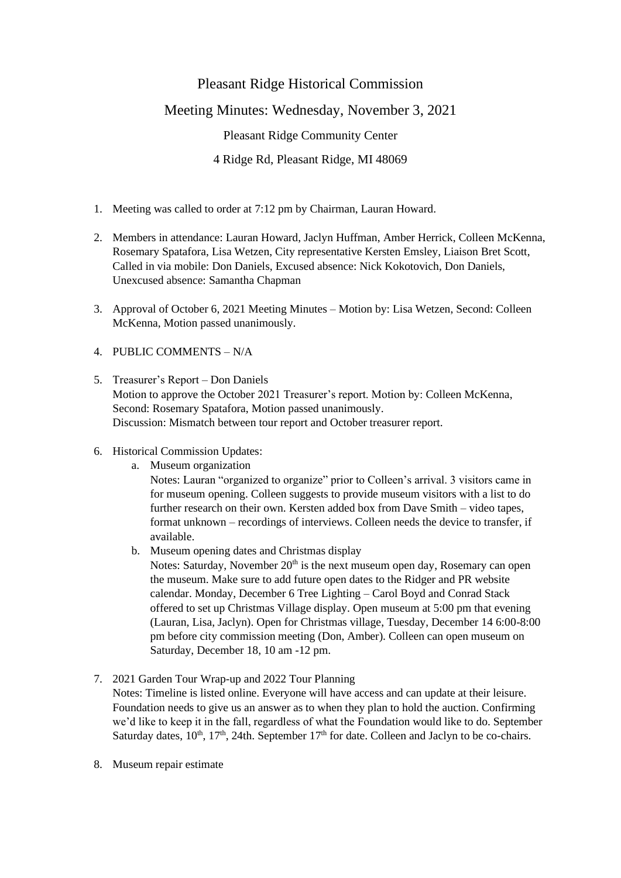# Pleasant Ridge Historical Commission

## Meeting Minutes: Wednesday, November 3, 2021

### Pleasant Ridge Community Center

### 4 Ridge Rd, Pleasant Ridge, MI 48069

1. Meeting was called to order at 7:12 pm by Chairman, Lauran Howard.

2. Members in attendance: Lauran Howard, Jaclyn Huffman, Amber Herrick, Colleen McKenna, Rosemary Spatafora, Lisa Wetzen, City representative Kersten Emsley, Liaison Bret Scott, Called in via mobile: Don Daniels, Excused absence: Nick Kokotovich, Don Daniels, Unexcused absence: Samantha Chapman

3. Approval of October 6, 2021 Meeting Minutes – Motion by: Lisa Wetzen, Second: Colleen McKenna, Motion passed unanimously.

4. PUBLIC COMMENTS – N/A

5. Treasurer's Report – Don Daniels
   Motion to approve the October 2021 Treasurer's report. Motion by: Colleen McKenna, Second: Rosemary Spatafora, Motion passed unanimously.
   Discussion: Mismatch between tour report and October treasurer report.

6. Historical Commission Updates:
   a. Museum organization
      Notes: Lauran "organized to organize" prior to Colleen's arrival. 3 visitors came in for museum opening. Colleen suggests to provide museum visitors with a list to do further research on their own. Kersten added box from Dave Smith – video tapes, format unknown – recordings of interviews. Colleen needs the device to transfer, if available.
   b. Museum opening dates and Christmas display
      Notes: Saturday, November 20th is the next museum open day, Rosemary can open the museum. Make sure to add future open dates to the Ridger and PR website calendar. Monday, December 6 Tree Lighting – Carol Boyd and Conrad Stack offered to set up Christmas Village display. Open museum at 5:00 pm that evening (Lauran, Lisa, Jaclyn). Open for Christmas village, Tuesday, December 14 6:00-8:00 pm before city commission meeting (Don, Amber). Colleen can open museum on Saturday, December 18, 10 am -12 pm.

7. 2021 Garden Tour Wrap-up and 2022 Tour Planning
   Notes: Timeline is listed online. Everyone will have access and can update at their leisure. Foundation needs to give us an answer as to when they plan to hold the auction. Confirming we'd like to keep it in the fall, regardless of what the Foundation would like to do. September Saturday dates, 10th, 17th, 24th. September 17th for date. Colleen and Jaclyn to be co-chairs.

8. Museum repair estimate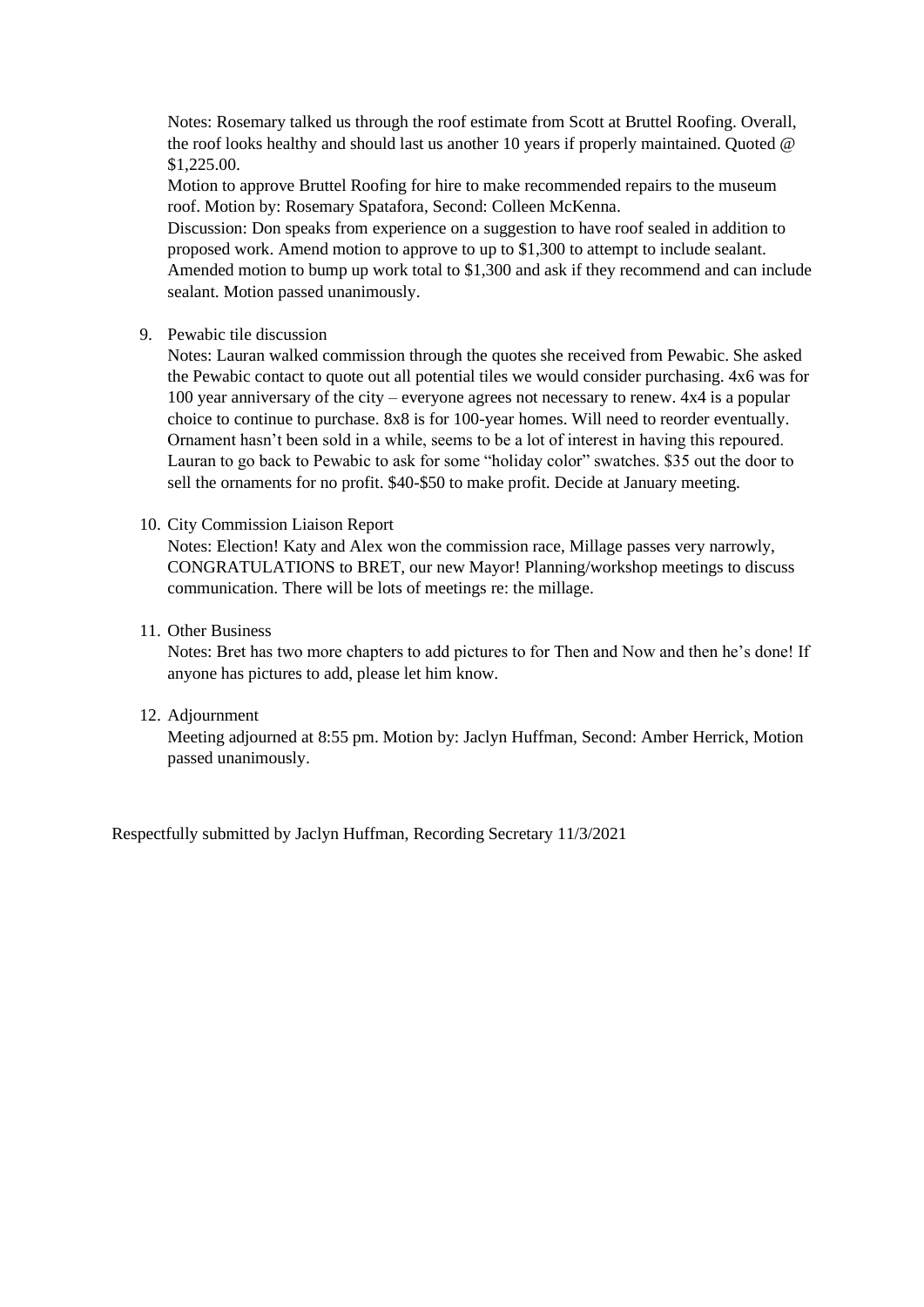Notes: Rosemary talked us through the roof estimate from Scott at Bruttel Roofing. Overall, the roof looks healthy and should last us another 10 years if properly maintained. Quoted @ $1,225.00.
Motion to approve Bruttel Roofing for hire to make recommended repairs to the museum roof. Motion by: Rosemary Spatafora, Second: Colleen McKenna.
Discussion: Don speaks from experience on a suggestion to have roof sealed in addition to proposed work. Amend motion to approve to up to $1,300 to attempt to include sealant. Amended motion to bump up work total to $1,300 and ask if they recommend and can include sealant. Motion passed unanimously.

9. Pewabic tile discussion
   Notes: Lauran walked commission through the quotes she received from Pewabic. She asked the Pewabic contact to quote out all potential tiles we would consider purchasing. 4x6 was for 100 year anniversary of the city – everyone agrees not necessary to renew. 4x4 is a popular choice to continue to purchase. 8x8 is for 100-year homes. Will need to reorder eventually. Ornament hasn't been sold in a while, seems to be a lot of interest in having this repoured. Lauran to go back to Pewabic to ask for some "holiday color" swatches. $35 out the door to sell the ornaments for no profit. $40-$50 to make profit. Decide at January meeting.

10. City Commission Liaison Report
    Notes: Election! Katy and Alex won the commission race, Millage passes very narrowly, CONGRATULATIONS to BRET, our new Mayor! Planning/workshop meetings to discuss communication. There will be lots of meetings re: the millage.

11. Other Business
    Notes: Bret has two more chapters to add pictures to for Then and Now and then he's done! If anyone has pictures to add, please let him know.

12. Adjournment
    Meeting adjourned at 8:55 pm. Motion by: Jaclyn Huffman, Second: Amber Herrick, Motion passed unanimously.

Respectfully submitted by Jaclyn Huffman, Recording Secretary 11/3/2021